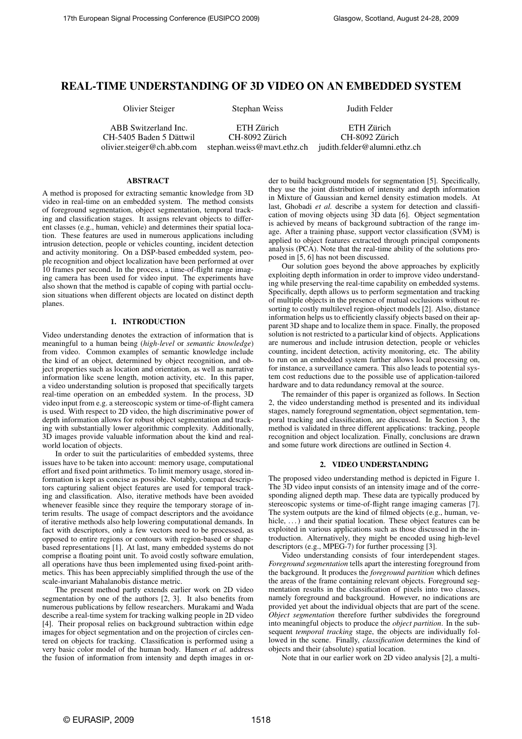# REAL-TIME UNDERSTANDING OF 3D VIDEO ON AN EMBEDDED SYSTEM

Olivier Steiger
ABB Switzerland Inc.
CH-5405 Baden 5 Dättwil
olivier.steiger@ch.abb.com

Stephan Weiss
ETH Zürich
CH-8092 Zürich
stephan.weiss@mavt.ethz.ch

Judith Felder
ETH Zürich
CH-8092 Zürich
judith.felder@alumni.ethz.ch

## ABSTRACT

A method is proposed for extracting semantic knowledge from 3D video in real-time on an embedded system. The method consists of foreground segmentation, object segmentation, temporal tracking and classification stages. It assigns relevant objects to different classes (e.g., human, vehicle) and determines their spatial location. These features are used in numerous applications including intrusion detection, people or vehicles counting, incident detection and activity monitoring. On a DSP-based embedded system, people recognition and object localization have been performed at over 10 frames per second. In the process, a time-of-flight range imaging camera has been used for video input. The experiments have also shown that the method is capable of coping with partial occlusion situations when different objects are located on distinct depth planes.

## 1. INTRODUCTION

Video understanding denotes the extraction of information that is meaningful to a human being (*high-level* or *semantic knowledge*) from video. Common examples of semantic knowledge include the kind of an object, determined by object recognition, and object properties such as location and orientation, as well as narrative information like scene length, motion activity, etc. In this paper, a video understanding solution is proposed that specifically targets real-time operation on an embedded system. In the process, 3D video input from e.g. a stereoscopic system or time-of-flight camera is used. With respect to 2D video, the high discriminative power of depth information allows for robust object segmentation and tracking with substantially lower algorithmic complexity. Additionally, 3D images provide valuable information about the kind and real-world location of objects.

In order to suit the particularities of embedded systems, three issues have to be taken into account: memory usage, computational effort and fixed point arithmetics. To limit memory usage, stored information is kept as concise as possible. Notably, compact descriptors capturing salient object features are used for temporal tracking and classification. Also, iterative methods have been avoided whenever feasible since they require the temporary storage of interim results. The usage of compact descriptors and the avoidance of iterative methods also help lowering computational demands. In fact with descriptors, only a few vectors need to be processed, as opposed to entire regions or contours with region-based or shape-based representations [1]. At last, many embedded systems do not comprise a floating point unit. To avoid costly software emulation, all operations have thus been implemented using fixed-point arithmetics. This has been appreciably simplified through the use of the scale-invariant Mahalanobis distance metric.

The present method partly extends earlier work on 2D video segmentation by one of the authors [2, 3]. It also benefits from numerous publications by fellow researchers. Murakami and Wada describe a real-time system for tracking walking people in 2D video [4]. Their proposal relies on background subtraction within edge images for object segmentation and on the projection of circles centered on objects for tracking. Classification is performed using a very basic color model of the human body. Hansen *et al.* address the fusion of information from intensity and depth images in order to build background models for segmentation [5]. Specifically, they use the joint distribution of intensity and depth information in Mixture of Gaussian and kernel density estimation models. At last, Ghobadi *et al.* describe a system for detection and classification of moving objects using 3D data [6]. Object segmentation is achieved by means of background subtraction of the range image. After a training phase, support vector classification (SVM) is applied to object features extracted through principal components analysis (PCA). Note that the real-time ability of the solutions proposed in [5, 6] has not been discussed.

Our solution goes beyond the above approaches by explicitly exploiting depth information in order to improve video understanding while preserving the real-time capability on embedded systems. Specifically, depth allows us to perform segmentation and tracking of multiple objects in the presence of mutual occlusions without resorting to costly multilevel region-object models [2]. Also, distance information helps us to efficiently classify objects based on their apparent 3D shape and to localize them in space. Finally, the proposed solution is not restricted to a particular kind of objects. Applications are numerous and include intrusion detection, people or vehicles counting, incident detection, activity monitoring, etc. The ability to run on an embedded system further allows local processing on, for instance, a surveillance camera. This also leads to potential system cost reductions due to the possible use of application-tailored hardware and to data redundancy removal at the source.

The remainder of this paper is organized as follows. In Section 2, the video understanding method is presented and its individual stages, namely foreground segmentation, object segmentation, temporal tracking and classification, are discussed. In Section 3, the method is validated in three different applications: tracking, people recognition and object localization. Finally, conclusions are drawn and some future work directions are outlined in Section 4.

## 2. VIDEO UNDERSTANDING

The proposed video understanding method is depicted in Figure 1. The 3D video input consists of an intensity image and of the corresponding aligned depth map. These data are typically produced by stereoscopic systems or time-of-flight range imaging cameras [7]. The system outputs are the kind of filmed objects (e.g., human, vehicle, ...) and their spatial location. These object features can be exploited in various applications such as those discussed in the introduction. Alternatively, they might be encoded using high-level descriptors (e.g., MPEG-7) for further processing [3].

Video understanding consists of four interdependent stages. *Foreground segmentation* tells apart the interesting foreground from the background. It produces the *foreground partition* which defines the areas of the frame containing relevant objects. Foreground segmentation results in the classification of pixels into two classes, namely foreground and background. However, no indications are provided yet about the individual objects that are part of the scene. *Object segmentation* therefore further subdivides the foreground into meaningful objects to produce the *object partition*. In the subsequent *temporal tracking* stage, the objects are individually followed in the scene. Finally, *classification* determines the kind of objects and their (absolute) spatial location.

Note that in our earlier work on 2D video analysis [2], a multi-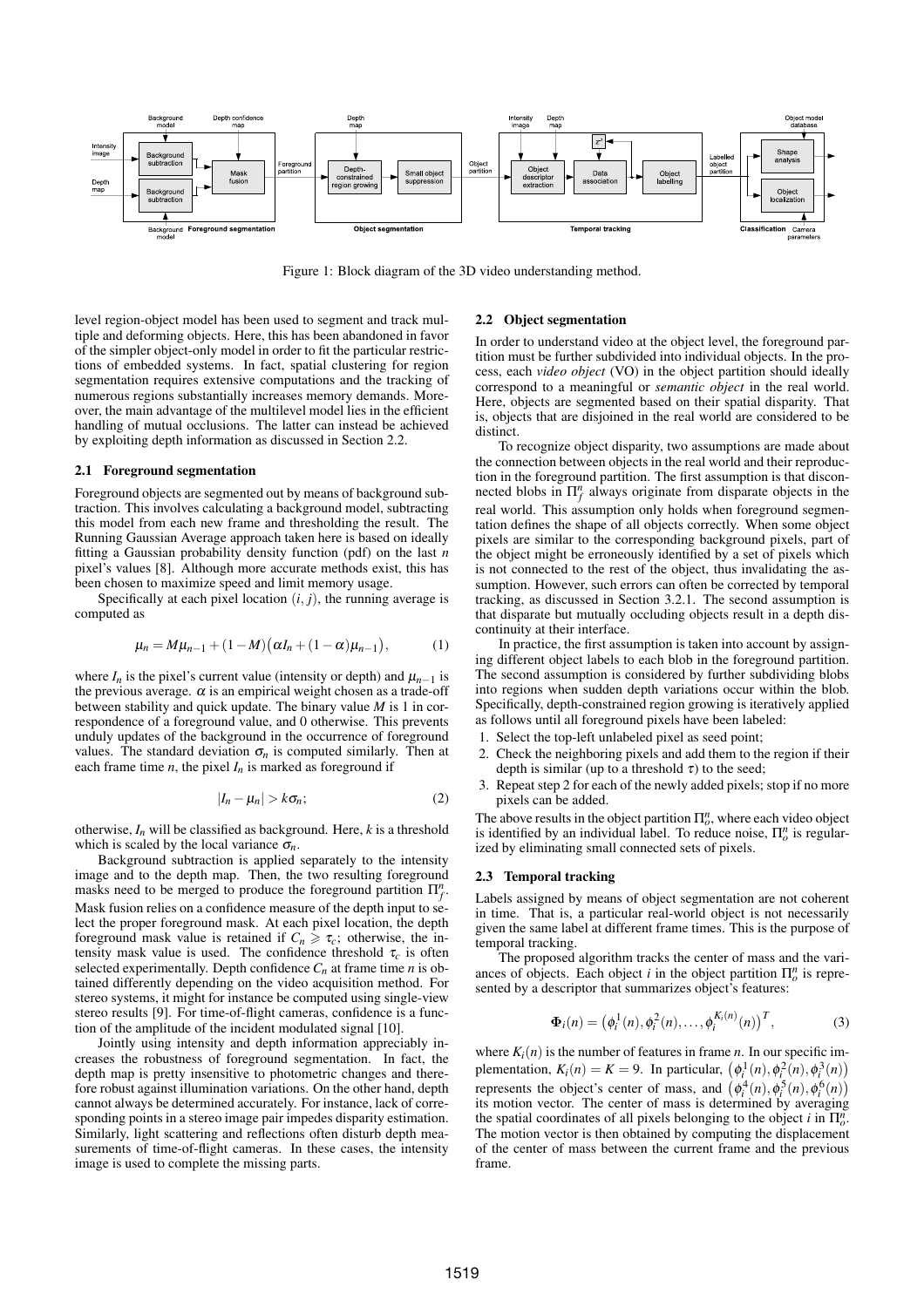Figure 1: Block diagram of the 3D video understanding method.

level region-object model has been used to segment and track multiple and deforming objects. Here, this has been abandoned in favor of the simpler object-only model in order to fit the particular restrictions of embedded systems. In fact, spatial clustering for region segmentation requires extensive computations and the tracking of numerous regions substantially increases memory demands. Moreover, the main advantage of the multilevel model lies in the efficient handling of mutual occlusions. The latter can instead be achieved by exploiting depth information as discussed in Section 2.2.

### 2.1 Foreground segmentation

Foreground objects are segmented out by means of background subtraction. This involves calculating a background model, subtracting this model from each new frame and thresholding the result. The Running Gaussian Average approach taken here is based on ideally fitting a Gaussian probability density function (pdf) on the last $n$ pixel's values [8]. Although more accurate methods exist, this has been chosen to maximize speed and limit memory usage.

Specifically at each pixel location $(i, j)$, the running average is computed as

$$\mu_n = M\mu_{n-1} + (1-M)\big(\alpha I_n + (1-\alpha)\mu_{n-1}\big), \tag{1}$$

where $I_n$ is the pixel's current value (intensity or depth) and $\mu_{n-1}$ is the previous average. $\alpha$ is an empirical weight chosen as a trade-off between stability and quick update. The binary value $M$ is 1 in correspondence of a foreground value, and 0 otherwise. This prevents unduly updates of the background in the occurrence of foreground values. The standard deviation $\sigma_n$ is computed similarly. Then at each frame time $n$, the pixel $I_n$ is marked as foreground if

$$|I_n - \mu_n| > k\sigma_n; \tag{2}$$

otherwise, $I_n$ will be classified as background. Here, $k$ is a threshold which is scaled by the local variance $\sigma_n$.

Background subtraction is applied separately to the intensity image and to the depth map. Then, the two resulting foreground masks need to be merged to produce the foreground partition $\Pi_f^n$. Mask fusion relies on a confidence measure of the depth input to select the proper foreground mask. At each pixel location, the depth foreground mask value is retained if $C_n \geqslant \tau_c$; otherwise, the intensity mask value is used. The confidence threshold $\tau_c$ is often selected experimentally. Depth confidence $C_n$ at frame time $n$ is obtained differently depending on the video acquisition method. For stereo systems, it might for instance be computed using single-view stereo results [9]. For time-of-flight cameras, confidence is a function of the amplitude of the incident modulated signal [10].

Jointly using intensity and depth information appreciably increases the robustness of foreground segmentation. In fact, the depth map is pretty insensitive to photometric changes and therefore robust against illumination variations. On the other hand, depth cannot always be determined accurately. For instance, lack of corresponding points in a stereo image pair impedes disparity estimation. Similarly, light scattering and reflections often disturb depth measurements of time-of-flight cameras. In these cases, the intensity image is used to complete the missing parts.

### 2.2 Object segmentation

In order to understand video at the object level, the foreground partition must be further subdivided into individual objects. In the process, each *video object* (VO) in the object partition should ideally correspond to a meaningful or *semantic object* in the real world. Here, objects are segmented based on their spatial disparity. That is, objects that are disjoined in the real world are considered to be distinct.

To recognize object disparity, two assumptions are made about the connection between objects in the real world and their reproduction in the foreground partition. The first assumption is that disconnected blobs in $\Pi_f^n$ always originate from disparate objects in the real world. This assumption only holds when foreground segmentation defines the shape of all objects correctly. When some object pixels are similar to the corresponding background pixels, part of the object might be erroneously identified by a set of pixels which is not connected to the rest of the object, thus invalidating the assumption. However, such errors can often be corrected by temporal tracking, as discussed in Section 3.2.1. The second assumption is that disparate but mutually occluding objects result in a depth discontinuity at their interface.

In practice, the first assumption is taken into account by assigning different object labels to each blob in the foreground partition. The second assumption is considered by further subdividing blobs into regions when sudden depth variations occur within the blob. Specifically, depth-constrained region growing is iteratively applied as follows until all foreground pixels have been labeled:

1. Select the top-left unlabeled pixel as seed point;
2. Check the neighboring pixels and add them to the region if their depth is similar (up to a threshold $\tau$) to the seed;
3. Repeat step 2 for each of the newly added pixels; stop if no more pixels can be added.

The above results in the object partition $\Pi_o^n$, where each video object is identified by an individual label. To reduce noise, $\Pi_o^n$ is regularized by eliminating small connected sets of pixels.

### 2.3 Temporal tracking

Labels assigned by means of object segmentation are not coherent in time. That is, a particular real-world object is not necessarily given the same label at different frame times. This is the purpose of temporal tracking.

The proposed algorithm tracks the center of mass and the variances of objects. Each object $i$ in the object partition $\Pi_o^n$ is represented by a descriptor that summarizes object's features:

$$\Phi_i(n) = \big(\phi_i^1(n), \phi_i^2(n), \ldots, \phi_i^{K_i(n)}(n)\big)^T, \tag{3}$$

where $K_i(n)$ is the number of features in frame $n$. In our specific implementation, $K_i(n) = K = 9$. In particular, $\big(\phi_i^1(n), \phi_i^2(n), \phi_i^3(n)\big)$ represents the object's center of mass, and $\big(\phi_i^4(n), \phi_i^5(n), \phi_i^6(n)\big)$ its motion vector. The center of mass is determined by averaging the spatial coordinates of all pixels belonging to the object $i$ in $\Pi_o^n$. The motion vector is then obtained by computing the displacement of the center of mass between the current frame and the previous frame.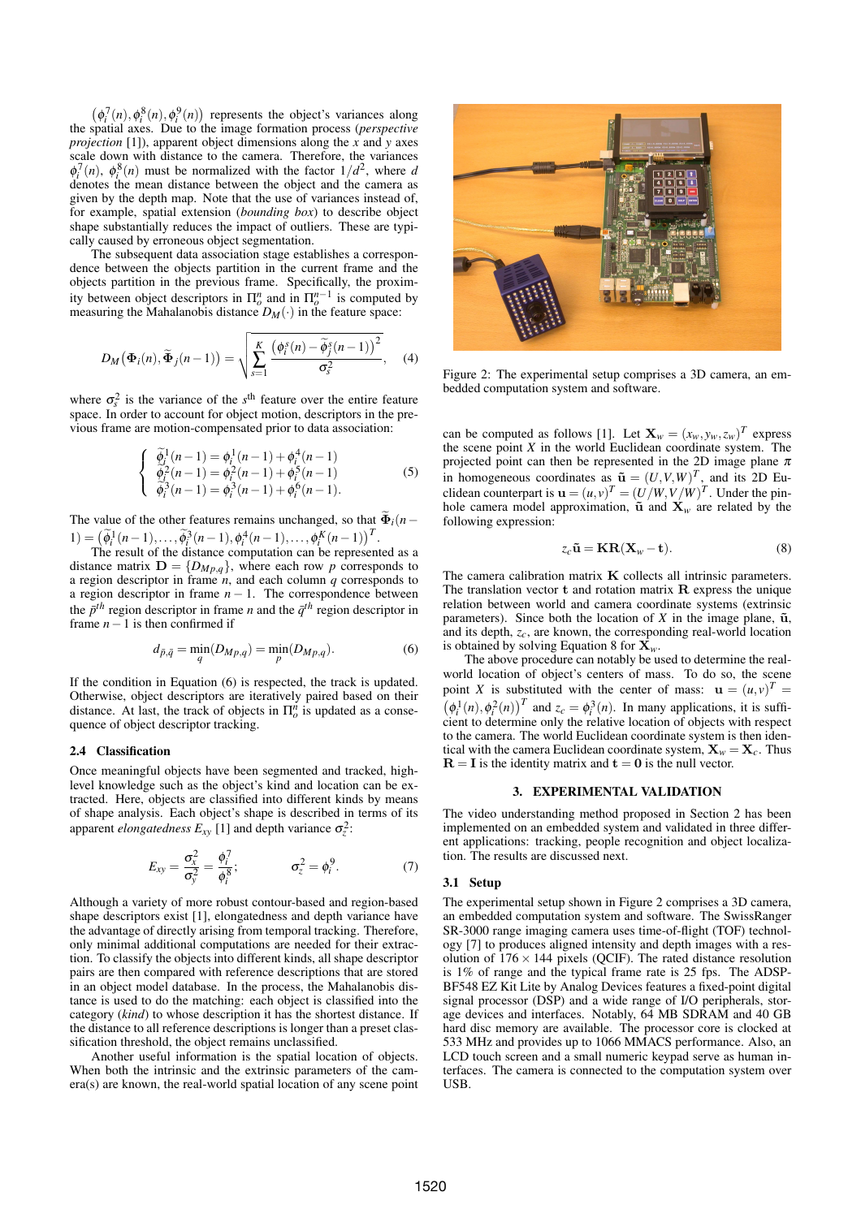$\left(\phi_i^7(n), \phi_i^8(n), \phi_i^9(n)\right)$ represents the object's variances along the spatial axes. Due to the image formation process (*perspective projection* [1]), apparent object dimensions along the $x$ and $y$ axes scale down with distance to the camera. Therefore, the variances $\phi_i^7(n)$, $\phi_i^8(n)$ must be normalized with the factor $1/d^2$, where $d$ denotes the mean distance between the object and the camera as given by the depth map. Note that the use of variances instead of, for example, spatial extension (*bounding box*) to describe object shape substantially reduces the impact of outliers. These are typically caused by erroneous object segmentation.

The subsequent data association stage establishes a correspondence between the objects partition in the current frame and the objects partition in the previous frame. Specifically, the proximity between object descriptors in $\Pi_o^n$ and in $\Pi_o^{n-1}$ is computed by measuring the Mahalanobis distance $D_M(\cdot)$ in the feature space:

$$D_M\left(\mathbf{\Phi}_i(n), \widetilde{\mathbf{\Phi}}_j(n-1)\right) = \sqrt{\sum_{s=1}^{K} \frac{\left(\phi_i^s(n) - \widetilde{\phi}_j^s(n-1)\right)^2}{\sigma_s^2}}, \quad (4)$$

where $\sigma_s^2$ is the variance of the $s^{\text{th}}$ feature over the entire feature space. In order to account for object motion, descriptors in the previous frame are motion-compensated prior to data association:

$$\begin{cases} \widetilde{\phi}_i^1(n-1) = \phi_i^1(n-1) + \phi_i^4(n-1) \\ \widetilde{\phi}_i^2(n-1) = \phi_i^2(n-1) + \phi_i^5(n-1) \\ \widetilde{\phi}_i^3(n-1) = \phi_i^3(n-1) + \phi_i^6(n-1). \end{cases} \quad (5)$$

The value of the other features remains unchanged, so that $\widetilde{\mathbf{\Phi}}_i(n-1) = \left(\widetilde{\phi}_i^1(n-1), \ldots, \widetilde{\phi}_i^3(n-1), \phi_i^4(n-1), \ldots, \phi_i^K(n-1)\right)^T$.

The result of the distance computation can be represented as a distance matrix $\mathbf{D} = \{D_{Mp,q}\}$, where each row $p$ corresponds to a region descriptor in frame $n$, and each column $q$ corresponds to a region descriptor in frame $n-1$. The correspondence between the $\bar{p}^{th}$ region descriptor in frame $n$ and the $\bar{q}^{th}$ region descriptor in frame $n-1$ is then confirmed if

$$d_{\bar{p},\bar{q}} = \min_q(D_{Mp,q}) = \min_p(D_{Mp,q}). \quad (6)$$

If the condition in Equation (6) is respected, the track is updated. Otherwise, object descriptors are iteratively paired based on their distance. At last, the track of objects in $\Pi_o^n$ is updated as a consequence of object descriptor tracking.

### 2.4 Classification

Once meaningful objects have been segmented and tracked, high-level knowledge such as the object's kind and location can be extracted. Here, objects are classified into different kinds by means of shape analysis. Each object's shape is described in terms of its apparent *elongatedness* $E_{xy}$ [1] and depth variance $\sigma_z^2$:

$$E_{xy} = \frac{\sigma_x^2}{\sigma_y^2} = \frac{\phi_i^7}{\phi_i^8}; \qquad \sigma_z^2 = \phi_i^9. \quad (7)$$

Although a variety of more robust contour-based and region-based shape descriptors exist [1], elongatedness and depth variance have the advantage of directly arising from temporal tracking. Therefore, only minimal additional computations are needed for their extraction. To classify the objects into different kinds, all shape descriptor pairs are then compared with reference descriptions that are stored in an object model database. In the process, the Mahalanobis distance is used to do the matching: each object is classified into the category (*kind*) to whose description it has the shortest distance. If the distance to all reference descriptions is longer than a preset classification threshold, the object remains unclassified.

Another useful information is the spatial location of objects. When both the intrinsic and the extrinsic parameters of the camera(s) are known, the real-world spatial location of any scene point can be computed as follows [1]. Let $\mathbf{X}_w = (x_w, y_w, z_w)^T$ express the scene point $X$ in the world Euclidean coordinate system. The projected point can then be represented in the 2D image plane $\pi$ in homogeneous coordinates as $\tilde{\mathbf{u}} = (U, V, W)^T$, and its 2D Euclidean counterpart is $\mathbf{u} = (u, v)^T = (U/W, V/W)^T$. Under the pinhole camera model approximation, $\tilde{\mathbf{u}}$ and $\mathbf{X}_w$ are related by the following expression:

$$z_c \tilde{\mathbf{u}} = \mathbf{KR}(\mathbf{X}_w - \mathbf{t}). \quad (8)$$

The camera calibration matrix $\mathbf{K}$ collects all intrinsic parameters. The translation vector $\mathbf{t}$ and rotation matrix $\mathbf{R}$ express the unique relation between world and camera coordinate systems (extrinsic parameters). Since both the location of $X$ in the image plane, $\tilde{\mathbf{u}}$, and its depth, $z_c$, are known, the corresponding real-world location is obtained by solving Equation 8 for $\mathbf{X}_w$.

The above procedure can notably be used to determine the real-world location of object's centers of mass. To do so, the scene point $X$ is substituted with the center of mass: $\mathbf{u} = (u, v)^T = \left(\phi_i^1(n), \phi_i^2(n)\right)^T$ and $z_c = \phi_i^3(n)$. In many applications, it is sufficient to determine only the relative location of objects with respect to the camera. The world Euclidean coordinate system is then identical with the camera Euclidean coordinate system, $\mathbf{X}_w = \mathbf{X}_c$. Thus $\mathbf{R} = \mathbf{I}$ is the identity matrix and $\mathbf{t} = \mathbf{0}$ is the null vector.

## 3. EXPERIMENTAL VALIDATION

The video understanding method proposed in Section 2 has been implemented on an embedded system and validated in three different applications: tracking, people recognition and object localization. The results are discussed next.

### 3.1 Setup

The experimental setup shown in Figure 2 comprises a 3D camera, an embedded computation system and software. The SwissRanger SR-3000 range imaging camera uses time-of-flight (TOF) technology [7] to produces aligned intensity and depth images with a resolution of $176 \times 144$ pixels (QCIF). The rated distance resolution is 1% of range and the typical frame rate is 25 fps. The ADSP-BF548 EZ Kit Lite by Analog Devices features a fixed-point digital signal processor (DSP) and a wide range of I/O peripherals, storage devices and interfaces. Notably, 64 MB SDRAM and 40 GB hard disc memory are available. The processor core is clocked at 533 MHz and provides up to 1066 MMACS performance. Also, an LCD touch screen and a small numeric keypad serve as human interfaces. The camera is connected to the computation system over USB.

Figure 2: The experimental setup comprises a 3D camera, an embedded computation system and software.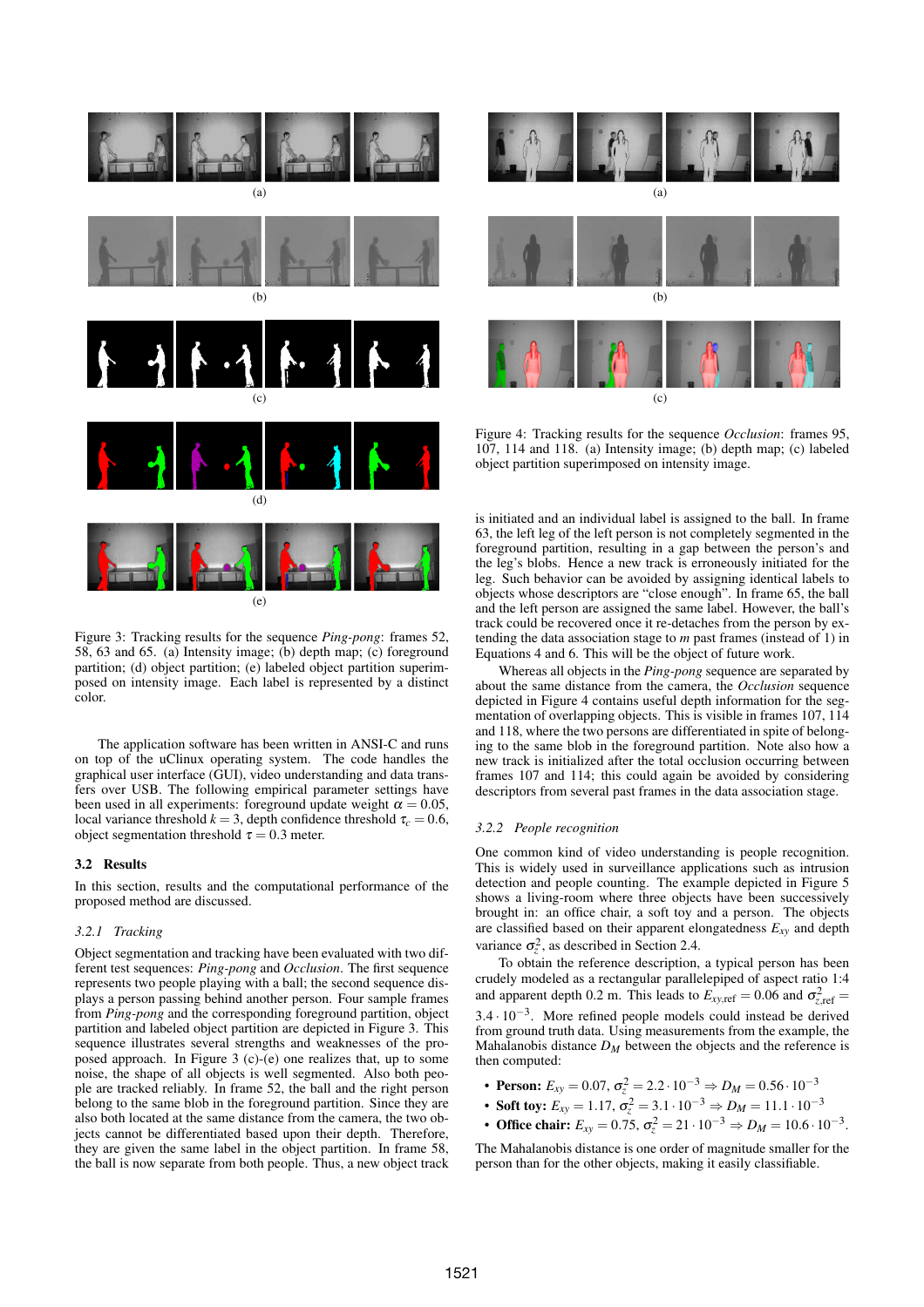Figure 3: Tracking results for the sequence *Ping-pong*: frames 52, 58, 63 and 65. (a) Intensity image; (b) depth map; (c) foreground partition; (d) object partition; (e) labeled object partition superimposed on intensity image. Each label is represented by a distinct color.

The application software has been written in ANSI-C and runs on top of the uClinux operating system. The code handles the graphical user interface (GUI), video understanding and data transfers over USB. The following empirical parameter settings have been used in all experiments: foreground update weight $\alpha = 0.05$, local variance threshold $k = 3$, depth confidence threshold $\tau_c = 0.6$, object segmentation threshold $\tau = 0.3$ meter.

### 3.2 Results

In this section, results and the computational performance of the proposed method are discussed.

#### 3.2.1 Tracking

Object segmentation and tracking have been evaluated with two different test sequences: *Ping-pong* and *Occlusion*. The first sequence represents two people playing with a ball; the second sequence displays a person passing behind another person. Four sample frames from *Ping-pong* and the corresponding foreground partition, object partition and labeled object partition are depicted in Figure 3. This sequence illustrates several strengths and weaknesses of the proposed approach. In Figure 3 (c)-(e) one realizes that, up to some noise, the shape of all objects is well segmented. Also both people are tracked reliably. In frame 52, the ball and the right person belong to the same blob in the foreground partition. Since they are also both located at the same distance from the camera, the two objects cannot be differentiated based upon their depth. Therefore, they are given the same label in the object partition. In frame 58, the ball is now separate from both people. Thus, a new object track is initiated and an individual label is assigned to the ball. In frame 63, the left leg of the left person is not completely segmented in the foreground partition, resulting in a gap between the person's and the leg's blobs. Hence a new track is erroneously initiated for the leg. Such behavior can be avoided by assigning identical labels to objects whose descriptors are "close enough". In frame 65, the ball and the left person are assigned the same label. However, the ball's track could be recovered once it re-detaches from the person by extending the data association stage to $m$ past frames (instead of 1) in Equations 4 and 6. This will be the object of future work.

Whereas all objects in the *Ping-pong* sequence are separated by about the same distance from the camera, the *Occlusion* sequence depicted in Figure 4 contains useful depth information for the segmentation of overlapping objects. This is visible in frames 107, 114 and 118, where the two persons are differentiated in spite of belonging to the same blob in the foreground partition. Note also how a new track is initialized after the total occlusion occurring between frames 107 and 114; this could again be avoided by considering descriptors from several past frames in the data association stage.

Figure 4: Tracking results for the sequence *Occlusion*: frames 95, 107, 114 and 118. (a) Intensity image; (b) depth map; (c) labeled object partition superimposed on intensity image.

#### 3.2.2 People recognition

One common kind of video understanding is people recognition. This is widely used in surveillance applications such as intrusion detection and people counting. The example depicted in Figure 5 shows a living-room where three objects have been successively brought in: an office chair, a soft toy and a person. The objects are classified based on their apparent elongatedness $E_{xy}$ and depth variance $\sigma_z^2$, as described in Section 2.4.

To obtain the reference description, a typical person has been crudely modeled as a rectangular parallelepiped of aspect ratio 1:4 and apparent depth 0.2 m. This leads to $E_{xy,\text{ref}} = 0.06$ and $\sigma_{z,\text{ref}}^2 = 3.4 \cdot 10^{-3}$. More refined people models could instead be derived from ground truth data. Using measurements from the example, the Mahalanobis distance $D_M$ between the objects and the reference is then computed:

- **Person:** $E_{xy} = 0.07$, $\sigma_z^2 = 2.2 \cdot 10^{-3} \Rightarrow D_M = 0.56 \cdot 10^{-3}$
- **Soft toy:** $E_{xy} = 1.17$, $\sigma_z^2 = 3.1 \cdot 10^{-3} \Rightarrow D_M = 11.1 \cdot 10^{-3}$
- **Office chair:** $E_{xy} = 0.75$, $\sigma_z^2 = 21 \cdot 10^{-3} \Rightarrow D_M = 10.6 \cdot 10^{-3}$.

The Mahalanobis distance is one order of magnitude smaller for the person than for the other objects, making it easily classifiable.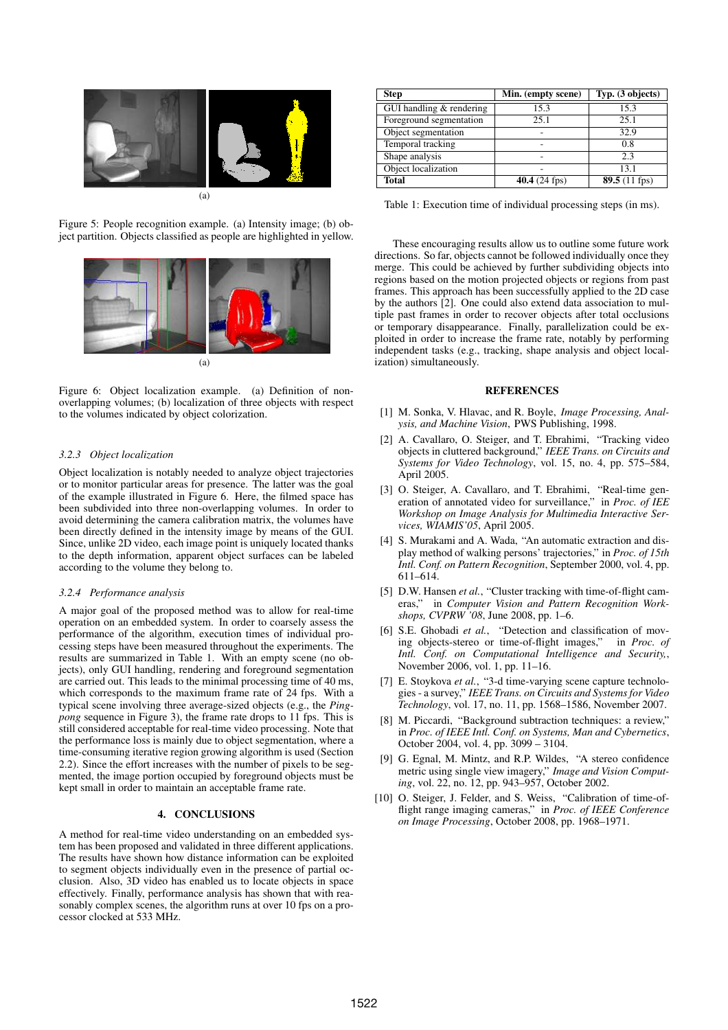(a)

Figure 5: People recognition example. (a) Intensity image; (b) object partition. Objects classified as people are highlighted in yellow.

(a)

Figure 6: Object localization example. (a) Definition of non-overlapping volumes; (b) localization of three objects with respect to the volumes indicated by object colorization.

### 3.2.3 *Object localization*

Object localization is notably needed to analyze object trajectories or to monitor particular areas for presence. The latter was the goal of the example illustrated in Figure 6. Here, the filmed space has been subdivided into three non-overlapping volumes. In order to avoid determining the camera calibration matrix, the volumes have been directly defined in the intensity image by means of the GUI. Since, unlike 2D video, each image point is uniquely located thanks to the depth information, apparent object surfaces can be labeled according to the volume they belong to.

### 3.2.4 *Performance analysis*

A major goal of the proposed method was to allow for real-time operation on an embedded system. In order to coarsely assess the performance of the algorithm, execution times of individual processing steps have been measured throughout the experiments. The results are summarized in Table 1. With an empty scene (no objects), only GUI handling, rendering and foreground segmentation are carried out. This leads to the minimal processing time of 40 ms, which corresponds to the maximum frame rate of 24 fps. With a typical scene involving three average-sized objects (e.g., the *Ping-pong* sequence in Figure 3), the frame rate drops to 11 fps. This is still considered acceptable for real-time video processing. Note that the performance loss is mainly due to object segmentation, where a time-consuming iterative region growing algorithm is used (Section 2.2). Since the effort increases with the number of pixels to be segmented, the image portion occupied by foreground objects must be kept small in order to maintain an acceptable frame rate.

## 4. CONCLUSIONS

A method for real-time video understanding on an embedded system has been proposed and validated in three different applications. The results have shown how distance information can be exploited to segment objects individually even in the presence of partial occlusion. Also, 3D video has enabled us to locate objects in space effectively. Finally, performance analysis has shown that with reasonably complex scenes, the algorithm runs at over 10 fps on a processor clocked at 533 MHz.

| Step | Min. (empty scene) | Typ. (3 objects) |
|---|---|---|
| GUI handling & rendering | 15.3 | 15.3 |
| Foreground segmentation | 25.1 | 25.1 |
| Object segmentation | - | 32.9 |
| Temporal tracking | - | 0.8 |
| Shape analysis | - | 2.3 |
| Object localization | - | 13.1 |
| **Total** | **40.4** (24 fps) | **89.5** (11 fps) |

Table 1: Execution time of individual processing steps (in ms).

These encouraging results allow us to outline some future work directions. So far, objects cannot be followed individually once they merge. This could be achieved by further subdividing objects into regions based on the motion projected objects or regions from past frames. This approach has been successfully applied to the 2D case by the authors [2]. One could also extend data association to multiple past frames in order to recover objects after total occlusions or temporary disappearance. Finally, parallelization could be exploited in order to increase the frame rate, notably by performing independent tasks (e.g., tracking, shape analysis and object localization) simultaneously.

## REFERENCES

[1] M. Sonka, V. Hlavac, and R. Boyle, *Image Processing, Analysis, and Machine Vision*, PWS Publishing, 1998.

[2] A. Cavallaro, O. Steiger, and T. Ebrahimi, "Tracking video objects in cluttered background," *IEEE Trans. on Circuits and Systems for Video Technology*, vol. 15, no. 4, pp. 575–584, April 2005.

[3] O. Steiger, A. Cavallaro, and T. Ebrahimi, "Real-time generation of annotated video for surveillance," in *Proc. of IEE Workshop on Image Analysis for Multimedia Interactive Services, WIAMIS'05*, April 2005.

[4] S. Murakami and A. Wada, "An automatic extraction and display method of walking persons' trajectories," in *Proc. of 15th Intl. Conf. on Pattern Recognition*, September 2000, vol. 4, pp. 611–614.

[5] D.W. Hansen *et al.*, "Cluster tracking with time-of-flight cameras," in *Computer Vision and Pattern Recognition Workshops, CVPRW '08*, June 2008, pp. 1–6.

[6] S.E. Ghobadi *et al.*, "Detection and classification of moving objects-stereo or time-of-flight images," in *Proc. of Intl. Conf. on Computational Intelligence and Security,*, November 2006, vol. 1, pp. 11–16.

[7] E. Stoykova *et al.*, "3-d time-varying scene capture technologies - a survey," *IEEE Trans. on Circuits and Systems for Video Technology*, vol. 17, no. 11, pp. 1568–1586, November 2007.

[8] M. Piccardi, "Background subtraction techniques: a review," in *Proc. of IEEE Intl. Conf. on Systems, Man and Cybernetics*, October 2004, vol. 4, pp. 3099 – 3104.

[9] G. Egnal, M. Mintz, and R.P. Wildes, "A stereo confidence metric using single view imagery," *Image and Vision Computing*, vol. 22, no. 12, pp. 943–957, October 2002.

[10] O. Steiger, J. Felder, and S. Weiss, "Calibration of time-of-flight range imaging cameras," in *Proc. of IEEE Conference on Image Processing*, October 2008, pp. 1968–1971.